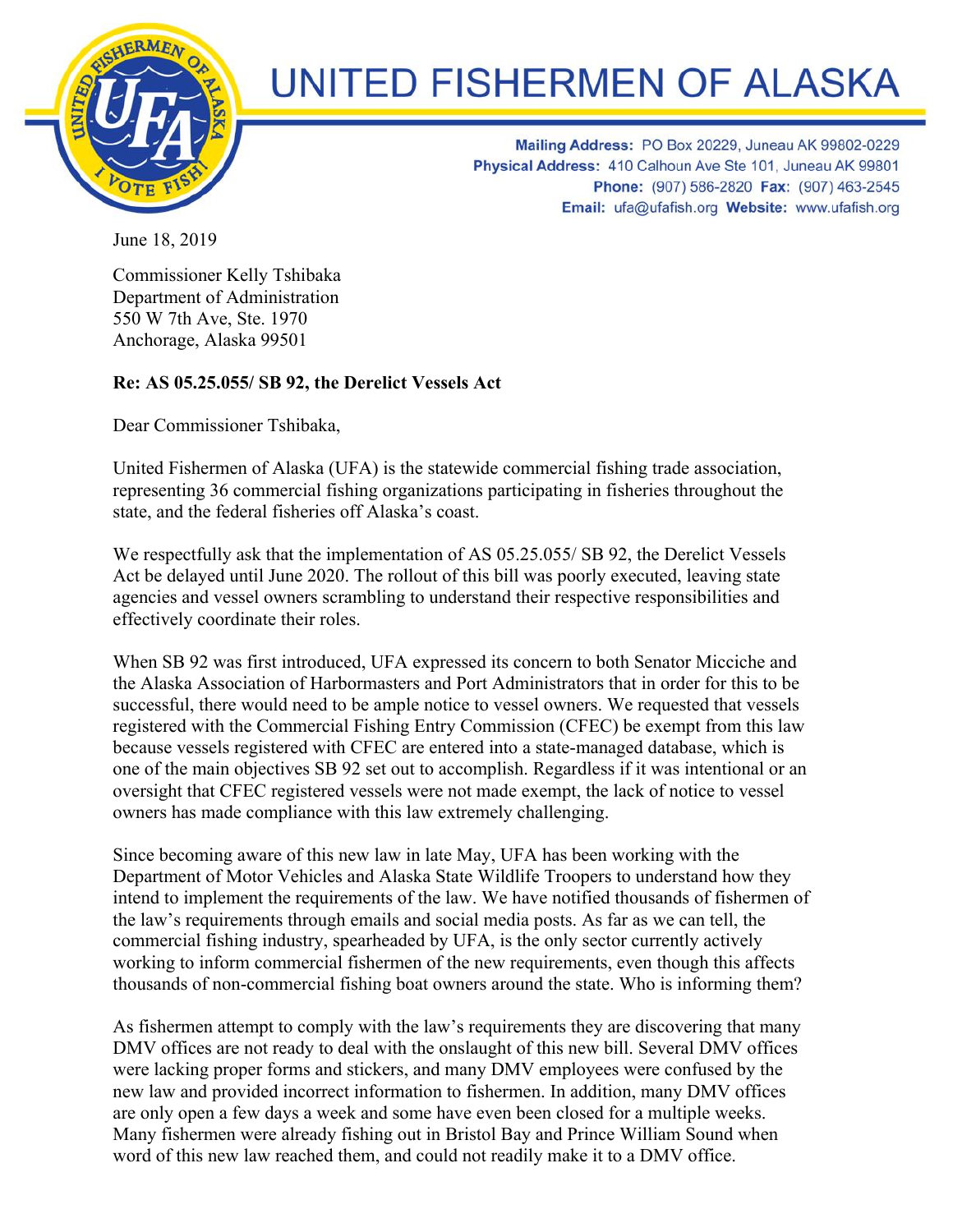# UNITED FISHERMEN OF ALASKA

**Mailing Address:** PO Box 20229, Juneau AK 99802-0229
**Physical Address:** 410 Calhoun Ave Ste 101, Juneau AK 99801
**Phone:** (907) 586-2820 **Fax:** (907) 463-2545
**Email:** ufa@ufafish.org **Website:** www.ufafish.org

June 18, 2019

Commissioner Kelly Tshibaka
Department of Administration
550 W 7th Ave, Ste. 1970
Anchorage, Alaska 99501

**Re: AS 05.25.055/ SB 92, the Derelict Vessels Act**

Dear Commissioner Tshibaka,

United Fishermen of Alaska (UFA) is the statewide commercial fishing trade association, representing 36 commercial fishing organizations participating in fisheries throughout the state, and the federal fisheries off Alaska's coast.

We respectfully ask that the implementation of AS 05.25.055/ SB 92, the Derelict Vessels Act be delayed until June 2020. The rollout of this bill was poorly executed, leaving state agencies and vessel owners scrambling to understand their respective responsibilities and effectively coordinate their roles.

When SB 92 was first introduced, UFA expressed its concern to both Senator Micciche and the Alaska Association of Harbormasters and Port Administrators that in order for this to be successful, there would need to be ample notice to vessel owners. We requested that vessels registered with the Commercial Fishing Entry Commission (CFEC) be exempt from this law because vessels registered with CFEC are entered into a state-managed database, which is one of the main objectives SB 92 set out to accomplish. Regardless if it was intentional or an oversight that CFEC registered vessels were not made exempt, the lack of notice to vessel owners has made compliance with this law extremely challenging.

Since becoming aware of this new law in late May, UFA has been working with the Department of Motor Vehicles and Alaska State Wildlife Troopers to understand how they intend to implement the requirements of the law. We have notified thousands of fishermen of the law's requirements through emails and social media posts. As far as we can tell, the commercial fishing industry, spearheaded by UFA, is the only sector currently actively working to inform commercial fishermen of the new requirements, even though this affects thousands of non-commercial fishing boat owners around the state. Who is informing them?

As fishermen attempt to comply with the law's requirements they are discovering that many DMV offices are not ready to deal with the onslaught of this new bill. Several DMV offices were lacking proper forms and stickers, and many DMV employees were confused by the new law and provided incorrect information to fishermen. In addition, many DMV offices are only open a few days a week and some have even been closed for a multiple weeks. Many fishermen were already fishing out in Bristol Bay and Prince William Sound when word of this new law reached them, and could not readily make it to a DMV office.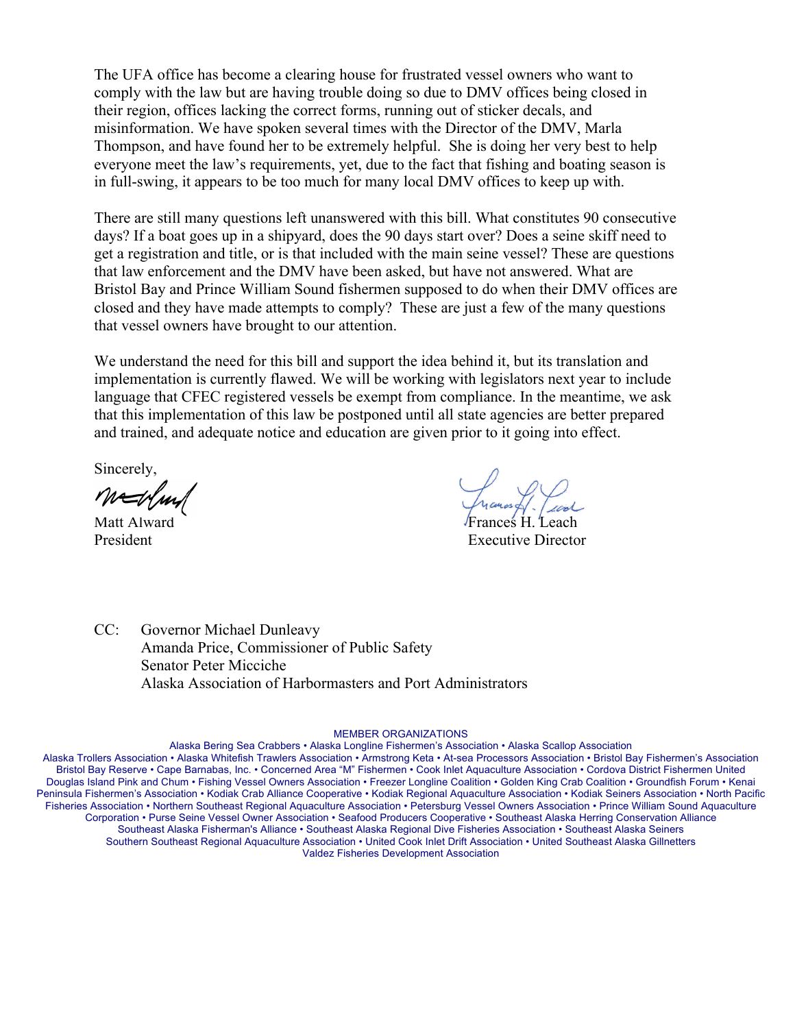The UFA office has become a clearing house for frustrated vessel owners who want to comply with the law but are having trouble doing so due to DMV offices being closed in their region, offices lacking the correct forms, running out of sticker decals, and misinformation. We have spoken several times with the Director of the DMV, Marla Thompson, and have found her to be extremely helpful. She is doing her very best to help everyone meet the law's requirements, yet, due to the fact that fishing and boating season is in full-swing, it appears to be too much for many local DMV offices to keep up with.

There are still many questions left unanswered with this bill. What constitutes 90 consecutive days? If a boat goes up in a shipyard, does the 90 days start over? Does a seine skiff need to get a registration and title, or is that included with the main seine vessel? These are questions that law enforcement and the DMV have been asked, but have not answered. What are Bristol Bay and Prince William Sound fishermen supposed to do when their DMV offices are closed and they have made attempts to comply? These are just a few of the many questions that vessel owners have brought to our attention.

We understand the need for this bill and support the idea behind it, but its translation and implementation is currently flawed. We will be working with legislators next year to include language that CFEC registered vessels be exempt from compliance. In the meantime, we ask that this implementation of this law be postponed until all state agencies are better prepared and trained, and adequate notice and education are given prior to it going into effect.

Sincerely,

Matt Alward
President

Frances H. Leach
Executive Director

CC: Governor Michael Dunleavy
Amanda Price, Commissioner of Public Safety
Senator Peter Micciche
Alaska Association of Harbormasters and Port Administrators

MEMBER ORGANIZATIONS

Alaska Bering Sea Crabbers • Alaska Longline Fishermen's Association • Alaska Scallop Association • Alaska Trollers Association • Alaska Whitefish Trawlers Association • Armstrong Keta • At-sea Processors Association • Bristol Bay Fishermen's Association • Bristol Bay Reserve • Cape Barnabas, Inc. • Concerned Area "M" Fishermen • Cook Inlet Aquaculture Association • Cordova District Fishermen United • Douglas Island Pink and Chum • Fishing Vessel Owners Association • Freezer Longline Coalition • Golden King Crab Coalition • Groundfish Forum • Kenai Peninsula Fishermen's Association • Kodiak Crab Alliance Cooperative • Kodiak Regional Aquaculture Association • Kodiak Seiners Association • North Pacific Fisheries Association • Northern Southeast Regional Aquaculture Association • Petersburg Vessel Owners Association • Prince William Sound Aquaculture Corporation • Purse Seine Vessel Owner Association • Seafood Producers Cooperative • Southeast Alaska Herring Conservation Alliance • Southeast Alaska Fisherman's Alliance • Southeast Alaska Regional Dive Fisheries Association • Southeast Alaska Seiners • Southern Southeast Regional Aquaculture Association • United Cook Inlet Drift Association • United Southeast Alaska Gillnetters • Valdez Fisheries Development Association